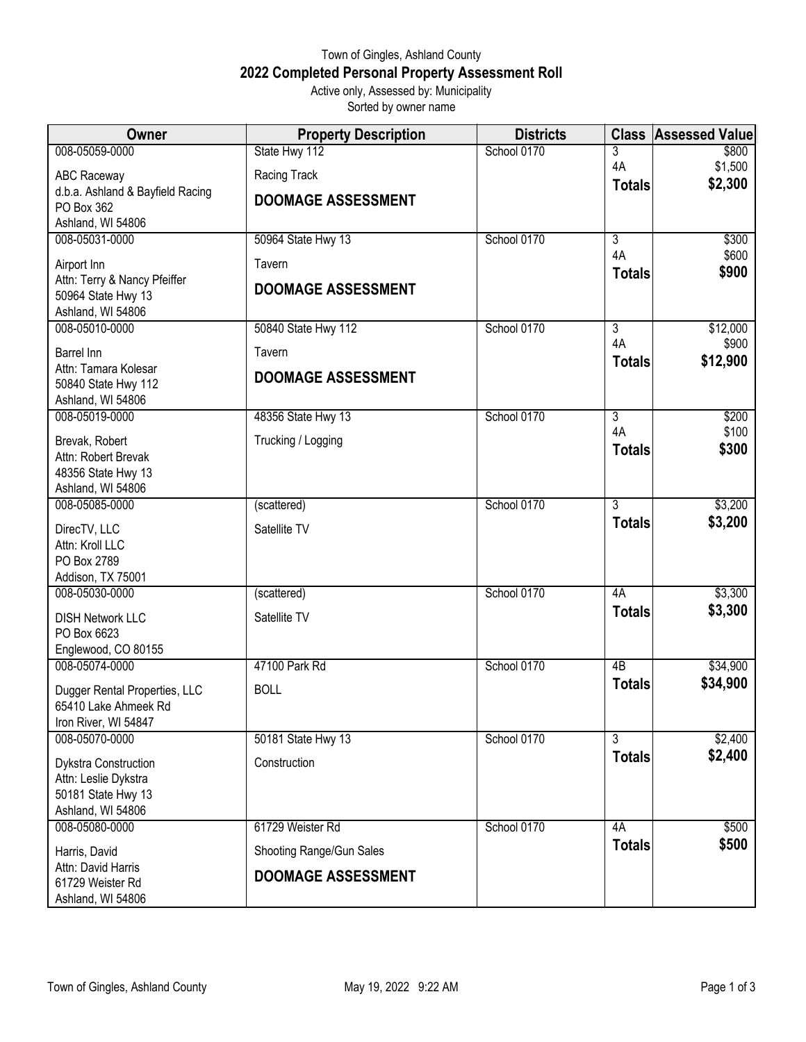Town of Gingles, Ashland County

# 2022 Completed Personal Property Assessment Roll

Active only, Assessed by: Municipality

Sorted by owner name

| Owner | Property Description | Districts | Class | Assessed Value |
|---|---|---|---|---|
| 008-05059-0000<br>ABC Raceway<br>d.b.a. Ashland & Bayfield Racing<br>PO Box 362<br>Ashland, WI 54806 | State Hwy 112<br>Racing Track<br>**DOOMAGE ASSESSMENT** | School 0170 | 3<br>4A<br>**Totals** | \$800<br>\$1,500<br>**\$2,300** |
| 008-05031-0000<br>Airport Inn<br>Attn: Terry & Nancy Pfeiffer<br>50964 State Hwy 13<br>Ashland, WI 54806 | 50964 State Hwy 13<br>Tavern<br>**DOOMAGE ASSESSMENT** | School 0170 | 3<br>4A<br>**Totals** | \$300<br>\$600<br>**\$900** |
| 008-05010-0000<br>Barrel Inn<br>Attn: Tamara Kolesar<br>50840 State Hwy 112<br>Ashland, WI 54806 | 50840 State Hwy 112<br>Tavern<br>**DOOMAGE ASSESSMENT** | School 0170 | 3<br>4A<br>**Totals** | \$12,000<br>\$900<br>**\$12,900** |
| 008-05019-0000<br>Brevak, Robert<br>Attn: Robert Brevak<br>48356 State Hwy 13<br>Ashland, WI 54806 | 48356 State Hwy 13<br>Trucking / Logging | School 0170 | 3<br>4A<br>**Totals** | \$200<br>\$100<br>**\$300** |
| 008-05085-0000<br>DirecTV, LLC<br>Attn: Kroll LLC<br>PO Box 2789<br>Addison, TX 75001 | (scattered)<br>Satellite TV | School 0170 | 3<br>**Totals** | \$3,200<br>**\$3,200** |
| 008-05030-0000<br>DISH Network LLC<br>PO Box 6623<br>Englewood, CO 80155 | (scattered)<br>Satellite TV | School 0170 | 4A<br>**Totals** | \$3,300<br>**\$3,300** |
| 008-05074-0000<br>Dugger Rental Properties, LLC<br>65410 Lake Ahmeek Rd<br>Iron River, WI 54847 | 47100 Park Rd<br>BOLL | School 0170 | 4B<br>**Totals** | \$34,900<br>**\$34,900** |
| 008-05070-0000<br>Dykstra Construction<br>Attn: Leslie Dykstra<br>50181 State Hwy 13<br>Ashland, WI 54806 | 50181 State Hwy 13<br>Construction | School 0170 | 3<br>**Totals** | \$2,400<br>**\$2,400** |
| 008-05080-0000<br>Harris, David<br>Attn: David Harris<br>61729 Weister Rd<br>Ashland, WI 54806 | 61729 Weister Rd<br>Shooting Range/Gun Sales<br>**DOOMAGE ASSESSMENT** | School 0170 | 4A<br>**Totals** | \$500<br>**\$500** |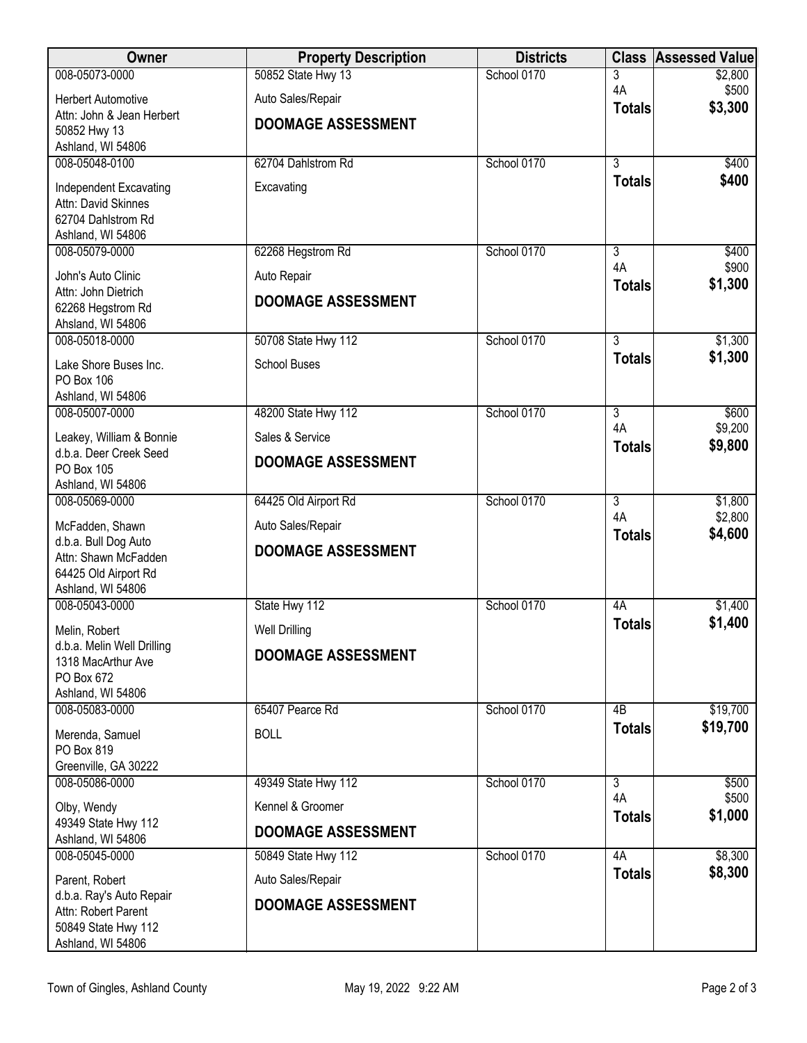| Owner | Property Description | Districts | Class | Assessed Value |
|---|---|---|---|---|
| 008-05073-0000<br>Herbert Automotive<br>Attn: John & Jean Herbert<br>50852 Hwy 13<br>Ashland, WI 54806 | 50852 State Hwy 13<br>Auto Sales/Repair<br>**DOOMAGE ASSESSMENT** | School 0170 | 3<br>4A<br>**Totals** | \$2,800<br>\$500<br>**\$3,300** |
| 008-05048-0100<br>Independent Excavating<br>Attn: David Skinnes<br>62704 Dahlstrom Rd<br>Ashland, WI 54806 | 62704 Dahlstrom Rd<br>Excavating | School 0170 | 3<br>**Totals** | \$400<br>**\$400** |
| 008-05079-0000<br>John's Auto Clinic<br>Attn: John Dietrich<br>62268 Hegstrom Rd<br>Ahsland, WI 54806 | 62268 Hegstrom Rd<br>Auto Repair<br>**DOOMAGE ASSESSMENT** | School 0170 | 3<br>4A<br>**Totals** | \$400<br>\$900<br>**\$1,300** |
| 008-05018-0000<br>Lake Shore Buses Inc.<br>PO Box 106<br>Ashland, WI 54806 | 50708 State Hwy 112<br>School Buses | School 0170 | 3<br>**Totals** | \$1,300<br>**\$1,300** |
| 008-05007-0000<br>Leakey, William & Bonnie<br>d.b.a. Deer Creek Seed<br>PO Box 105<br>Ashland, WI 54806 | 48200 State Hwy 112<br>Sales & Service<br>**DOOMAGE ASSESSMENT** | School 0170 | 3<br>4A<br>**Totals** | \$600<br>\$9,200<br>**\$9,800** |
| 008-05069-0000<br>McFadden, Shawn<br>d.b.a. Bull Dog Auto<br>Attn: Shawn McFadden<br>64425 Old Airport Rd<br>Ashland, WI 54806 | 64425 Old Airport Rd<br>Auto Sales/Repair<br>**DOOMAGE ASSESSMENT** | School 0170 | 3<br>4A<br>**Totals** | \$1,800<br>\$2,800<br>**\$4,600** |
| 008-05043-0000<br>Melin, Robert<br>d.b.a. Melin Well Drilling<br>1318 MacArthur Ave<br>PO Box 672<br>Ashland, WI 54806 | State Hwy 112<br>Well Drilling<br>**DOOMAGE ASSESSMENT** | School 0170 | 4A<br>**Totals** | \$1,400<br>**\$1,400** |
| 008-05083-0000<br>Merenda, Samuel<br>PO Box 819<br>Greenville, GA 30222 | 65407 Pearce Rd<br>BOLL | School 0170 | 4B<br>**Totals** | \$19,700<br>**\$19,700** |
| 008-05086-0000<br>Olby, Wendy<br>49349 State Hwy 112<br>Ashland, WI 54806 | 49349 State Hwy 112<br>Kennel & Groomer<br>**DOOMAGE ASSESSMENT** | School 0170 | 3<br>4A<br>**Totals** | \$500<br>\$500<br>**\$1,000** |
| 008-05045-0000<br>Parent, Robert<br>d.b.a. Ray's Auto Repair<br>Attn: Robert Parent<br>50849 State Hwy 112<br>Ashland, WI 54806 | 50849 State Hwy 112<br>Auto Sales/Repair<br>**DOOMAGE ASSESSMENT** | School 0170 | 4A<br>**Totals** | \$8,300<br>**\$8,300** |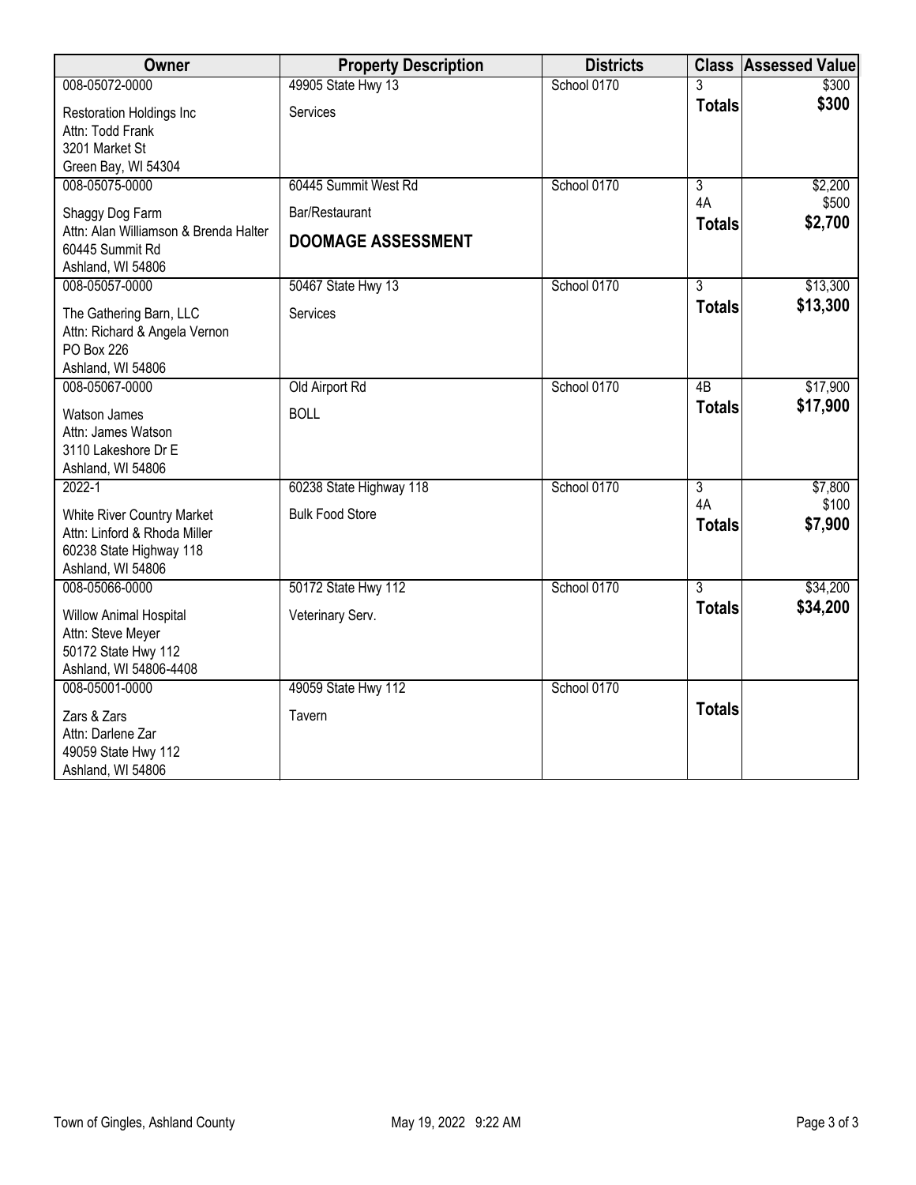| Owner | Property Description | Districts | Class | Assessed Value |
|---|---|---|---|---|
| 008-05072-0000 | 49905 State Hwy 13 | School 0170 | 3 | $300 |
| Restoration Holdings Inc<br>Attn: Todd Frank<br>3201 Market St<br>Green Bay, WI 54304 | Services | | **Totals** | **$300** |
| 008-05075-0000 | 60445 Summit West Rd | School 0170 | 3<br>4A | $2,200<br>$500 |
| Shaggy Dog Farm<br>Attn: Alan Williamson & Brenda Halter<br>60445 Summit Rd<br>Ashland, WI 54806 | Bar/Restaurant<br>**DOOMAGE ASSESSMENT** | | **Totals** | **$2,700** |
| 008-05057-0000 | 50467 State Hwy 13 | School 0170 | 3 | $13,300 |
| The Gathering Barn, LLC<br>Attn: Richard & Angela Vernon<br>PO Box 226<br>Ashland, WI 54806 | Services | | **Totals** | **$13,300** |
| 008-05067-0000 | Old Airport Rd | School 0170 | 4B | $17,900 |
| Watson James<br>Attn: James Watson<br>3110 Lakeshore Dr E<br>Ashland, WI 54806 | BOLL | | **Totals** | **$17,900** |
| 2022-1 | 60238 State Highway 118 | School 0170 | 3<br>4A | $7,800<br>$100 |
| White River Country Market<br>Attn: Linford & Rhoda Miller<br>60238 State Highway 118<br>Ashland, WI 54806 | Bulk Food Store | | **Totals** | **$7,900** |
| 008-05066-0000 | 50172 State Hwy 112 | School 0170 | 3 | $34,200 |
| Willow Animal Hospital<br>Attn: Steve Meyer<br>50172 State Hwy 112<br>Ashland, WI 54806-4408 | Veterinary Serv. | | **Totals** | **$34,200** |
| 008-05001-0000 | 49059 State Hwy 112 | School 0170 | | |
| Zars & Zars<br>Attn: Darlene Zar<br>49059 State Hwy 112<br>Ashland, WI 54806 | Tavern | | **Totals** | |

Town of Gingles, Ashland County    May 19, 2022 9:22 AM